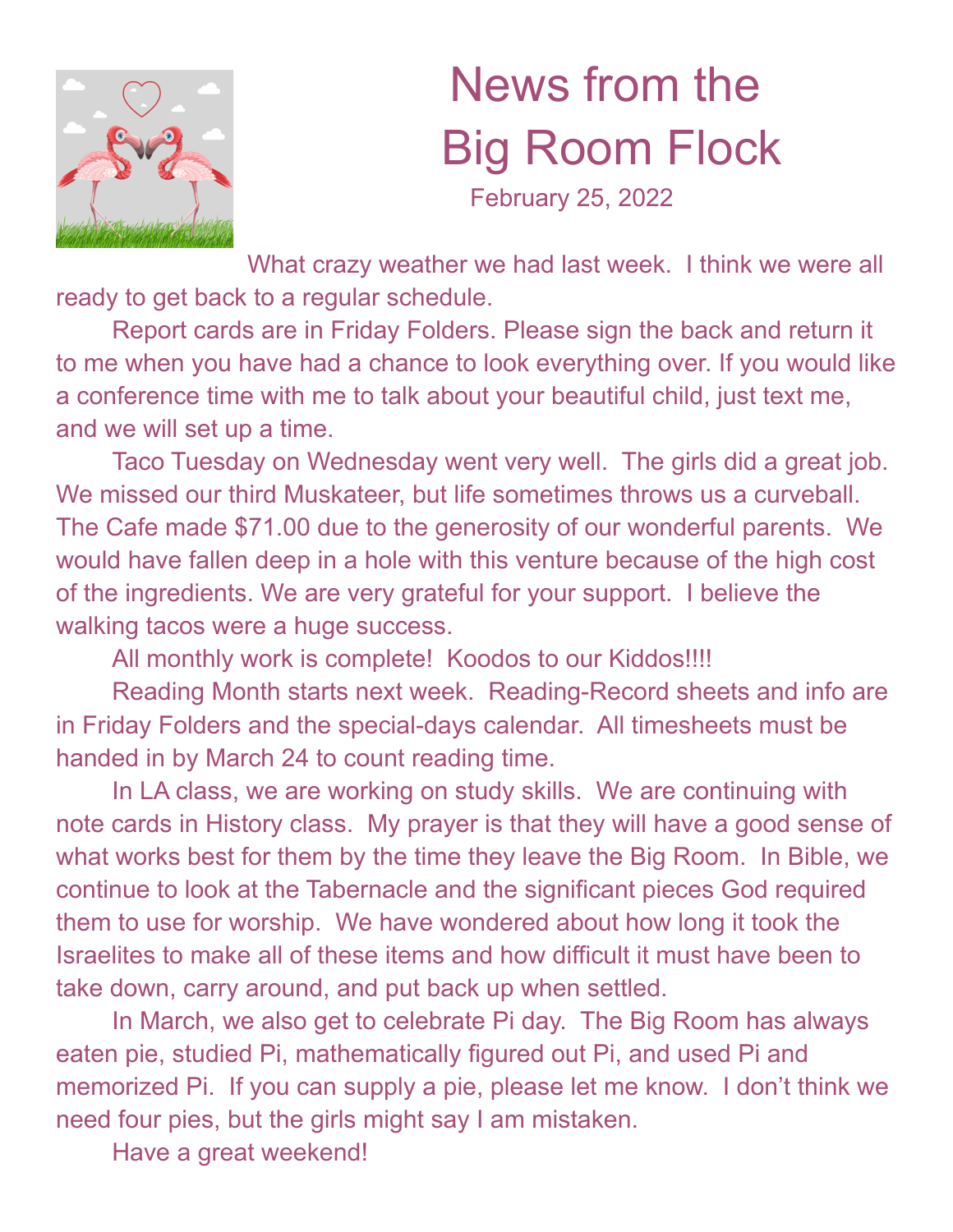# News from the Big Room Flock

February 25, 2022

What crazy weather we had last week. I think we were all ready to get back to a regular schedule.

Report cards are in Friday Folders. Please sign the back and return it to me when you have had a chance to look everything over. If you would like a conference time with me to talk about your beautiful child, just text me, and we will set up a time.

Taco Tuesday on Wednesday went very well. The girls did a great job. We missed our third Muskateer, but life sometimes throws us a curveball. The Cafe made $71.00 due to the generosity of our wonderful parents. We would have fallen deep in a hole with this venture because of the high cost of the ingredients. We are very grateful for your support. I believe the walking tacos were a huge success.

All monthly work is complete! Koodos to our Kiddos!!!!

Reading Month starts next week. Reading-Record sheets and info are in Friday Folders and the special-days calendar. All timesheets must be handed in by March 24 to count reading time.

In LA class, we are working on study skills. We are continuing with note cards in History class. My prayer is that they will have a good sense of what works best for them by the time they leave the Big Room. In Bible, we continue to look at the Tabernacle and the significant pieces God required them to use for worship. We have wondered about how long it took the Israelites to make all of these items and how difficult it must have been to take down, carry around, and put back up when settled.

In March, we also get to celebrate Pi day. The Big Room has always eaten pie, studied Pi, mathematically figured out Pi, and used Pi and memorized Pi. If you can supply a pie, please let me know. I don't think we need four pies, but the girls might say I am mistaken.

Have a great weekend!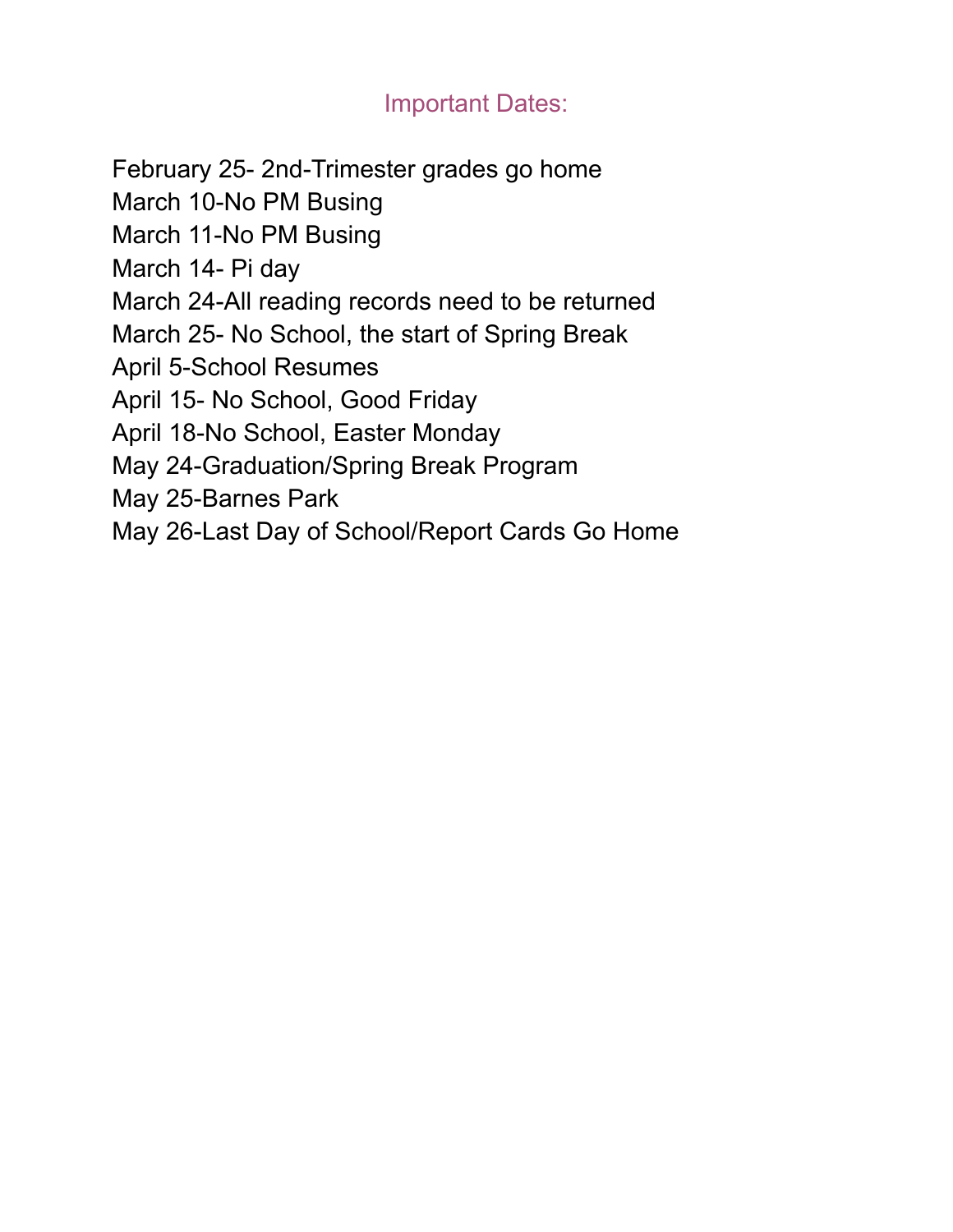## Important Dates:

February 25- 2nd-Trimester grades go home
March 10-No PM Busing
March 11-No PM Busing
March 14- Pi day
March 24-All reading records need to be returned
March 25- No School, the start of Spring Break
April 5-School Resumes
April 15- No School, Good Friday
April 18-No School, Easter Monday
May 24-Graduation/Spring Break Program
May 25-Barnes Park
May 26-Last Day of School/Report Cards Go Home